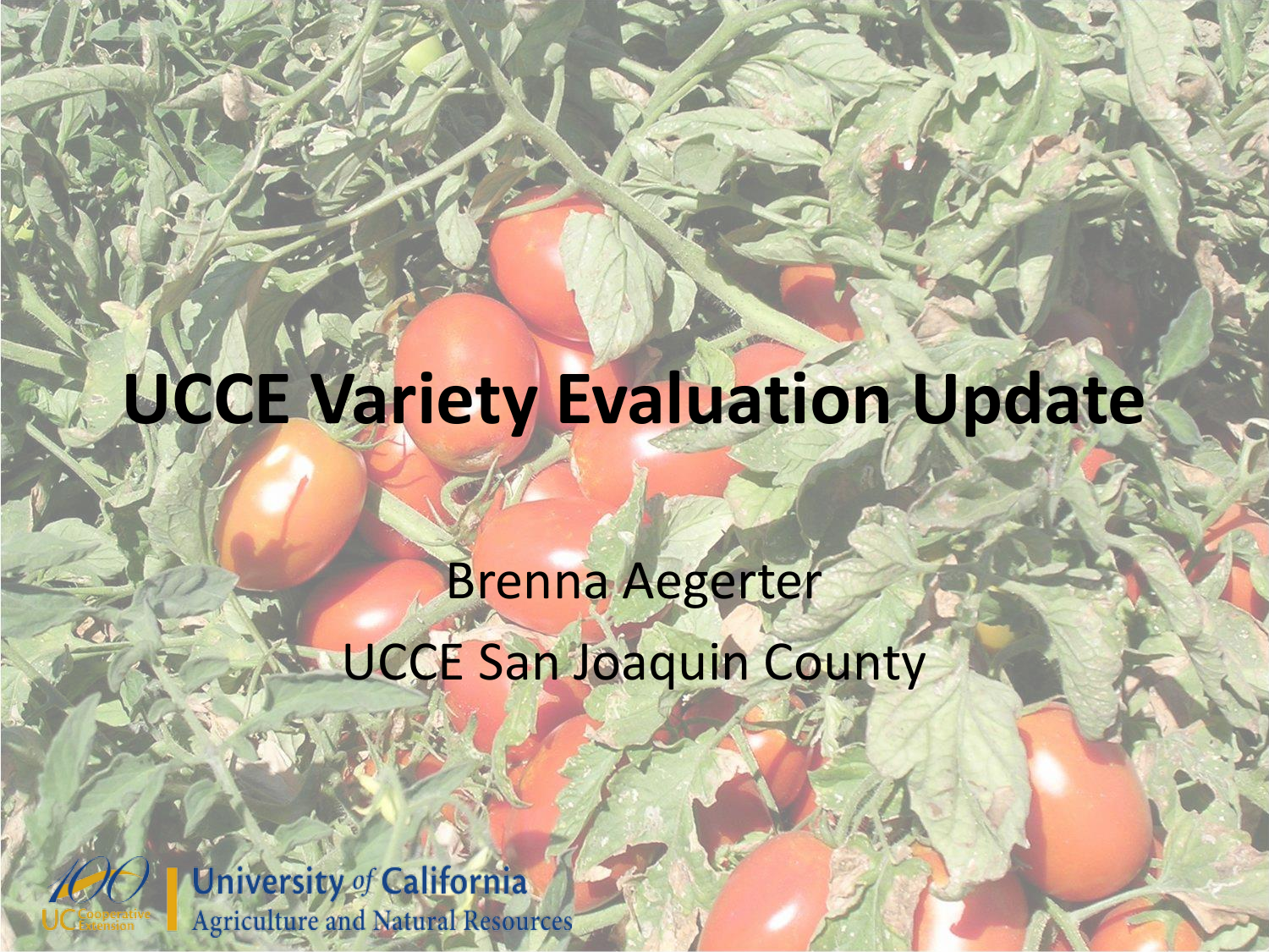# UCCE Variety Evaluation Update

Brenna Aegerter

UCCE San Joaquin County

University of California
Agriculture and Natural Resources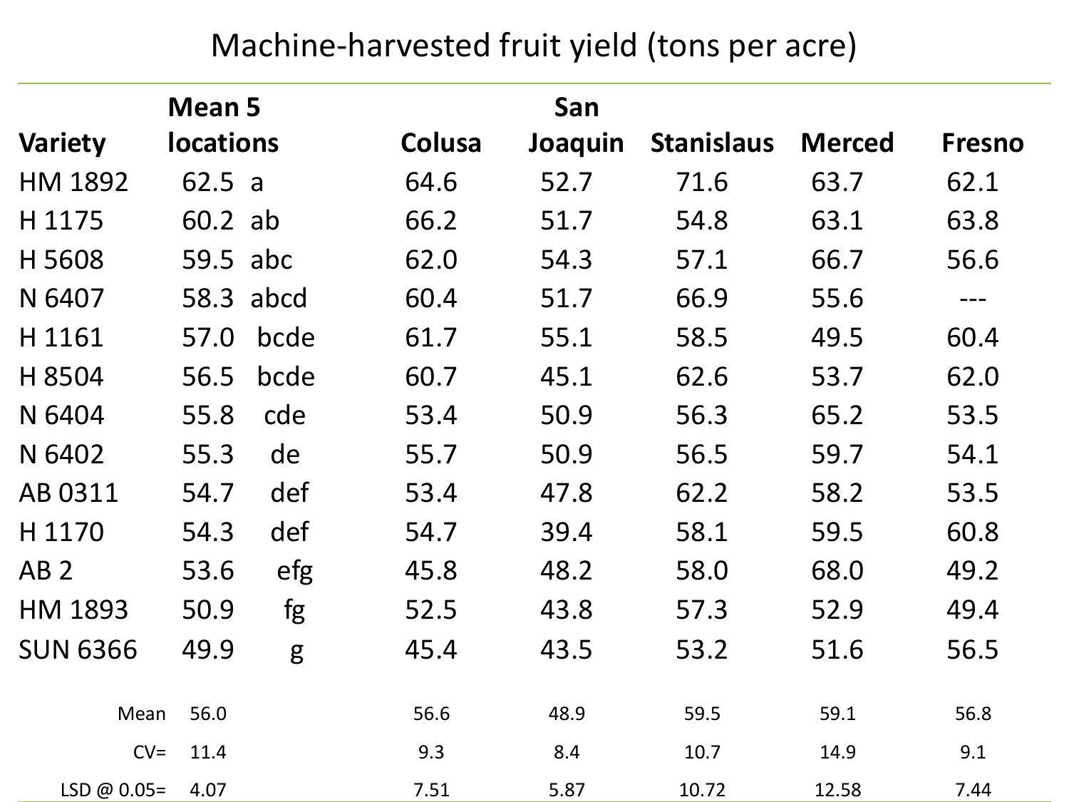# Machine-harvested fruit yield (tons per acre)

| Variety | Mean 5 locations | | Colusa | San Joaquin | Stanislaus | Merced | Fresno |
|---|---|---|---|---|---|---|---|
| HM 1892 | 62.5 | a | 64.6 | 52.7 | 71.6 | 63.7 | 62.1 |
| H 1175 | 60.2 | ab | 66.2 | 51.7 | 54.8 | 63.1 | 63.8 |
| H 5608 | 59.5 | abc | 62.0 | 54.3 | 57.1 | 66.7 | 56.6 |
| N 6407 | 58.3 | abcd | 60.4 | 51.7 | 66.9 | 55.6 | --- |
| H 1161 | 57.0 | bcde | 61.7 | 55.1 | 58.5 | 49.5 | 60.4 |
| H 8504 | 56.5 | bcde | 60.7 | 45.1 | 62.6 | 53.7 | 62.0 |
| N 6404 | 55.8 | cde | 53.4 | 50.9 | 56.3 | 65.2 | 53.5 |
| N 6402 | 55.3 | de | 55.7 | 50.9 | 56.5 | 59.7 | 54.1 |
| AB 0311 | 54.7 | def | 53.4 | 47.8 | 62.2 | 58.2 | 53.5 |
| H 1170 | 54.3 | def | 54.7 | 39.4 | 58.1 | 59.5 | 60.8 |
| AB 2 | 53.6 | efg | 45.8 | 48.2 | 58.0 | 68.0 | 49.2 |
| HM 1893 | 50.9 | fg | 52.5 | 43.8 | 57.3 | 52.9 | 49.4 |
| SUN 6366 | 49.9 | g | 45.4 | 43.5 | 53.2 | 51.6 | 56.5 |
| Mean | 56.0 | | 56.6 | 48.9 | 59.5 | 59.1 | 56.8 |
| CV= | 11.4 | | 9.3 | 8.4 | 10.7 | 14.9 | 9.1 |
| LSD @ 0.05= | 4.07 | | 7.51 | 5.87 | 10.72 | 12.58 | 7.44 |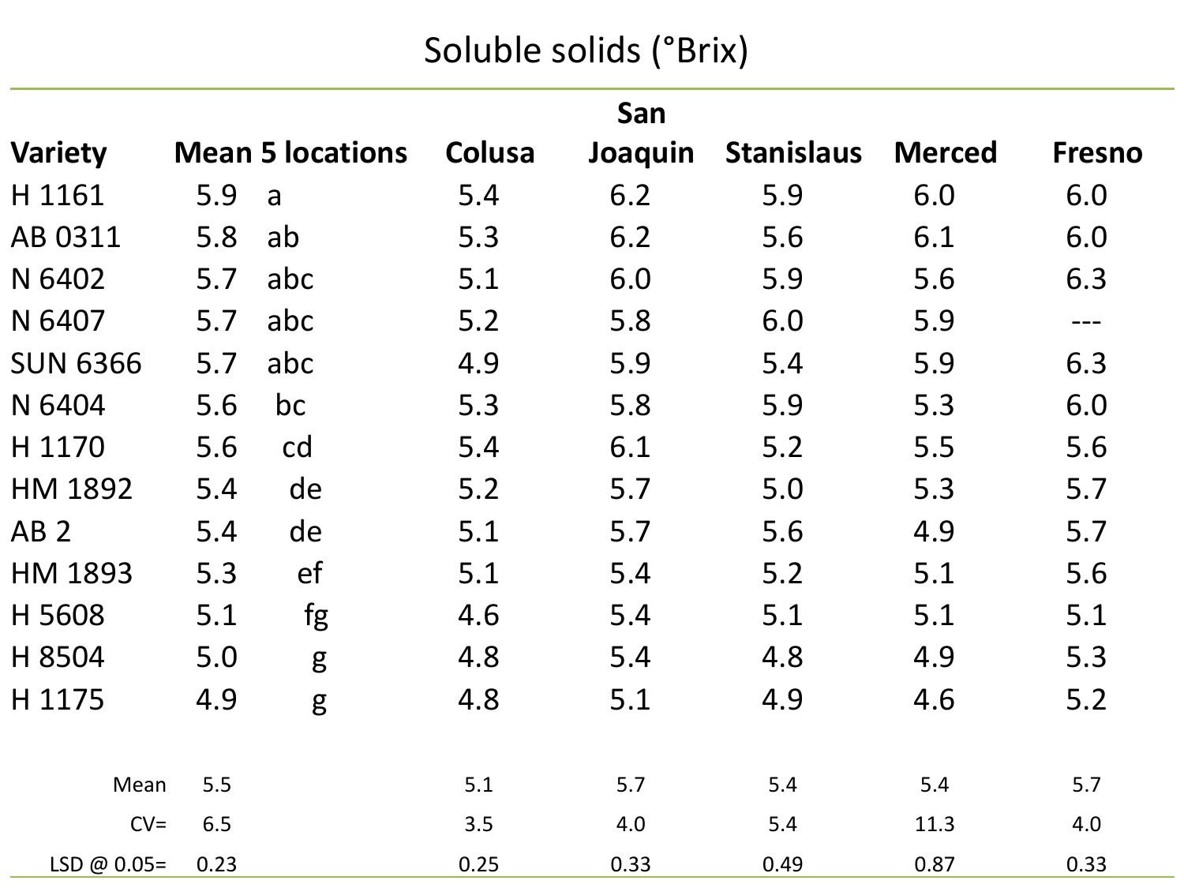# Soluble solids (°Brix)

| Variety | Mean 5 locations | | Colusa | San Joaquin | Stanislaus | Merced | Fresno |
|---|---|---|---|---|---|---|---|
| H 1161 | 5.9 | a | 5.4 | 6.2 | 5.9 | 6.0 | 6.0 |
| AB 0311 | 5.8 | ab | 5.3 | 6.2 | 5.6 | 6.1 | 6.0 |
| N 6402 | 5.7 | abc | 5.1 | 6.0 | 5.9 | 5.6 | 6.3 |
| N 6407 | 5.7 | abc | 5.2 | 5.8 | 6.0 | 5.9 | --- |
| SUN 6366 | 5.7 | abc | 4.9 | 5.9 | 5.4 | 5.9 | 6.3 |
| N 6404 | 5.6 | bc | 5.3 | 5.8 | 5.9 | 5.3 | 6.0 |
| H 1170 | 5.6 | cd | 5.4 | 6.1 | 5.2 | 5.5 | 5.6 |
| HM 1892 | 5.4 | de | 5.2 | 5.7 | 5.0 | 5.3 | 5.7 |
| AB 2 | 5.4 | de | 5.1 | 5.7 | 5.6 | 4.9 | 5.7 |
| HM 1893 | 5.3 | ef | 5.1 | 5.4 | 5.2 | 5.1 | 5.6 |
| H 5608 | 5.1 | fg | 4.6 | 5.4 | 5.1 | 5.1 | 5.1 |
| H 8504 | 5.0 | g | 4.8 | 5.4 | 4.8 | 4.9 | 5.3 |
| H 1175 | 4.9 | g | 4.8 | 5.1 | 4.9 | 4.6 | 5.2 |
| Mean | 5.5 | | 5.1 | 5.7 | 5.4 | 5.4 | 5.7 |
| CV= | 6.5 | | 3.5 | 4.0 | 5.4 | 11.3 | 4.0 |
| LSD @ 0.05= | 0.23 | | 0.25 | 0.33 | 0.49 | 0.87 | 0.33 |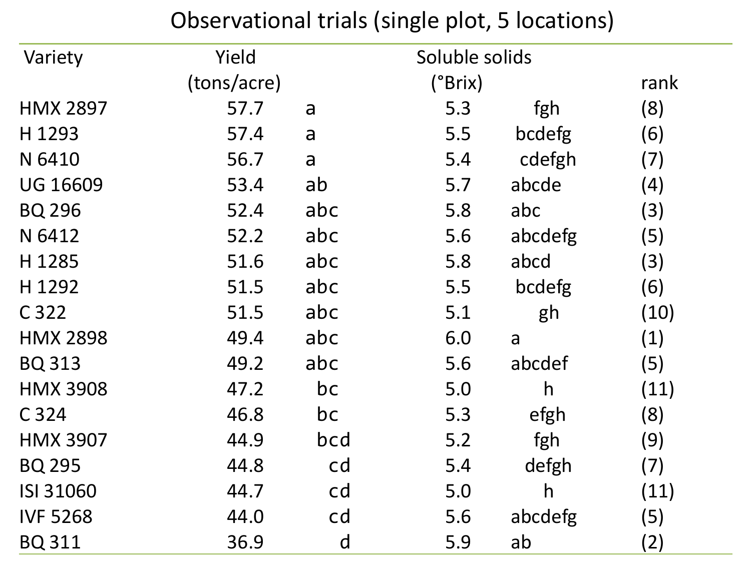# Observational trials (single plot, 5 locations)

| Variety | Yield (tons/acre) | | Soluble solids (°Brix) | | rank |
|---|---|---|---|---|---|
| HMX 2897 | 57.7 | a | 5.3 | fgh | (8) |
| H 1293 | 57.4 | a | 5.5 | bcdefg | (6) |
| N 6410 | 56.7 | a | 5.4 | cdefgh | (7) |
| UG 16609 | 53.4 | ab | 5.7 | abcde | (4) |
| BQ 296 | 52.4 | abc | 5.8 | abc | (3) |
| N 6412 | 52.2 | abc | 5.6 | abcdefg | (5) |
| H 1285 | 51.6 | abc | 5.8 | abcd | (3) |
| H 1292 | 51.5 | abc | 5.5 | bcdefg | (6) |
| C 322 | 51.5 | abc | 5.1 | gh | (10) |
| HMX 2898 | 49.4 | abc | 6.0 | a | (1) |
| BQ 313 | 49.2 | abc | 5.6 | abcdef | (5) |
| HMX 3908 | 47.2 | bc | 5.0 | h | (11) |
| C 324 | 46.8 | bc | 5.3 | efgh | (8) |
| HMX 3907 | 44.9 | bcd | 5.2 | fgh | (9) |
| BQ 295 | 44.8 | cd | 5.4 | defgh | (7) |
| ISI 31060 | 44.7 | cd | 5.0 | h | (11) |
| IVF 5268 | 44.0 | cd | 5.6 | abcdefg | (5) |
| BQ 311 | 36.9 | d | 5.9 | ab | (2) |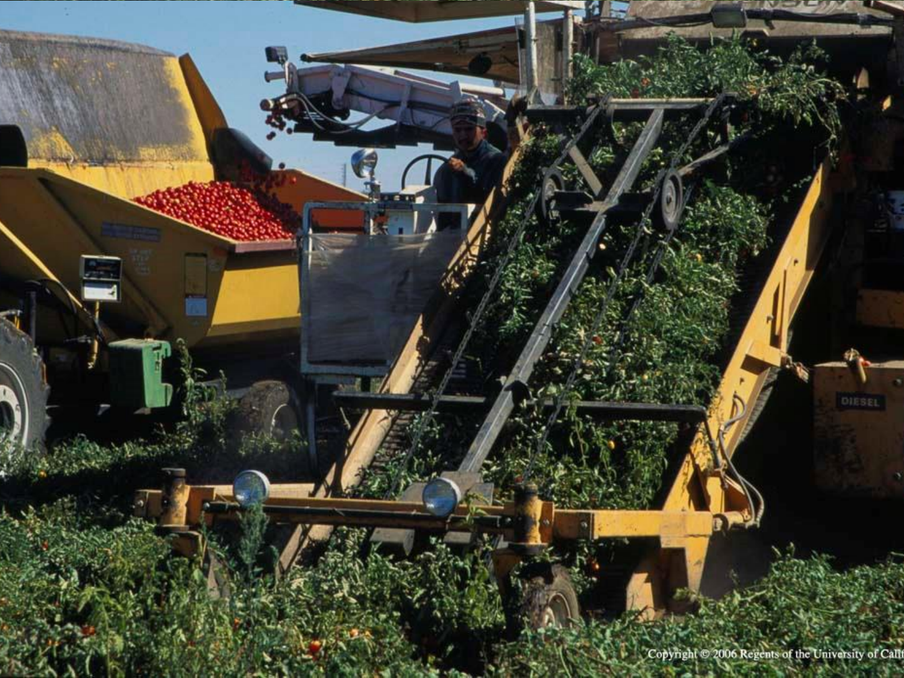Copyright © 2006 Regents of the University of Calif